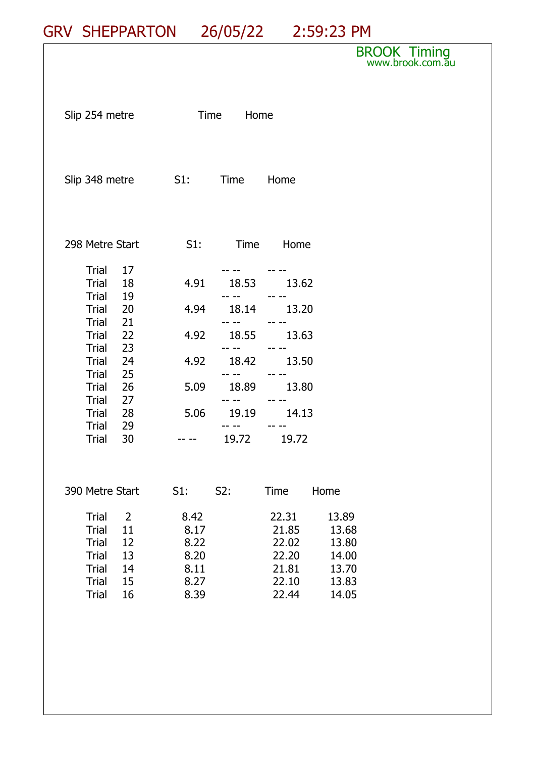# GRV SHEPPARTON 26/05/22 2:59:23 PM

BROOK Timing
www.brook.com.au

| Slip 254 metre | Time | Home |
|---|---|---|

| Slip 348 metre | S1: | Time | Home |
|---|---|---|---|

| 298 Metre Start | S1: | Time | Home |
|---|---|---|---|
| Trial 17 | | -- -- | -- -- |
| Trial 18 | 4.91 | 18.53 | 13.62 |
| Trial 19 | | -- -- | -- -- |
| Trial 20 | 4.94 | 18.14 | 13.20 |
| Trial 21 | | -- -- | -- -- |
| Trial 22 | 4.92 | 18.55 | 13.63 |
| Trial 23 | | -- -- | -- -- |
| Trial 24 | 4.92 | 18.42 | 13.50 |
| Trial 25 | | -- -- | -- -- |
| Trial 26 | 5.09 | 18.89 | 13.80 |
| Trial 27 | | -- -- | -- -- |
| Trial 28 | 5.06 | 19.19 | 14.13 |
| Trial 29 | | -- -- | -- -- |
| Trial 30 | -- -- | 19.72 | 19.72 |

| 390 Metre Start | S1: | S2: | Time | Home |
|---|---|---|---|---|
| Trial 2 | 8.42 | | 22.31 | 13.89 |
| Trial 11 | 8.17 | | 21.85 | 13.68 |
| Trial 12 | 8.22 | | 22.02 | 13.80 |
| Trial 13 | 8.20 | | 22.20 | 14.00 |
| Trial 14 | 8.11 | | 21.81 | 13.70 |
| Trial 15 | 8.27 | | 22.10 | 13.83 |
| Trial 16 | 8.39 | | 22.44 | 14.05 |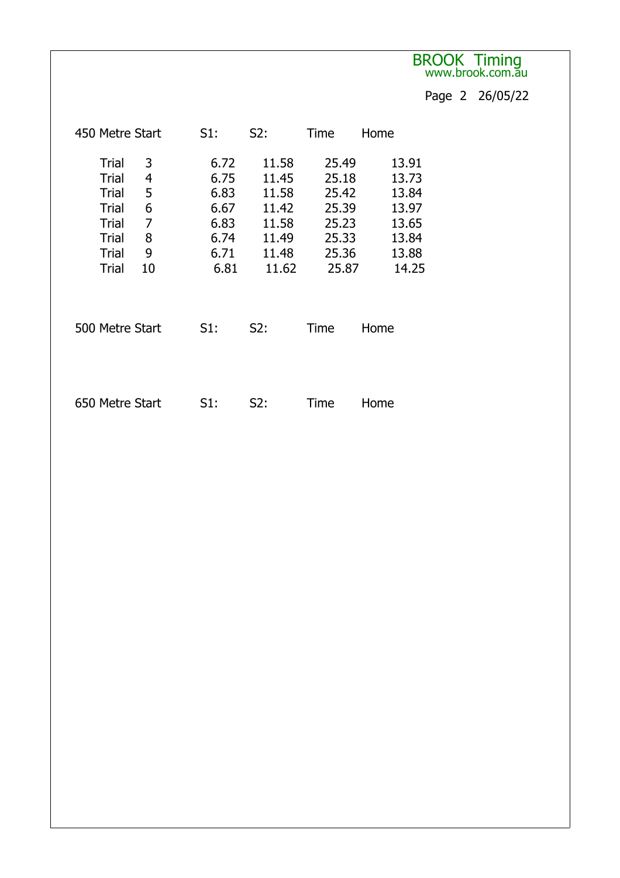BROOK Timing
www.brook.com.au

| 450 Metre Start | S1: | S2: | Time | Home |
|---|---|---|---|---|
| Trial 3 | 6.72 | 11.58 | 25.49 | 13.91 |
| Trial 4 | 6.75 | 11.45 | 25.18 | 13.73 |
| Trial 5 | 6.83 | 11.58 | 25.42 | 13.84 |
| Trial 6 | 6.67 | 11.42 | 25.39 | 13.97 |
| Trial 7 | 6.83 | 11.58 | 25.23 | 13.65 |
| Trial 8 | 6.74 | 11.49 | 25.33 | 13.84 |
| Trial 9 | 6.71 | 11.48 | 25.36 | 13.88 |
| Trial 10 | 6.81 | 11.62 | 25.87 | 14.25 |

| 500 Metre Start | S1: | S2: | Time | Home |
|---|---|---|---|---|

| 650 Metre Start | S1: | S2: | Time | Home |
|---|---|---|---|---|